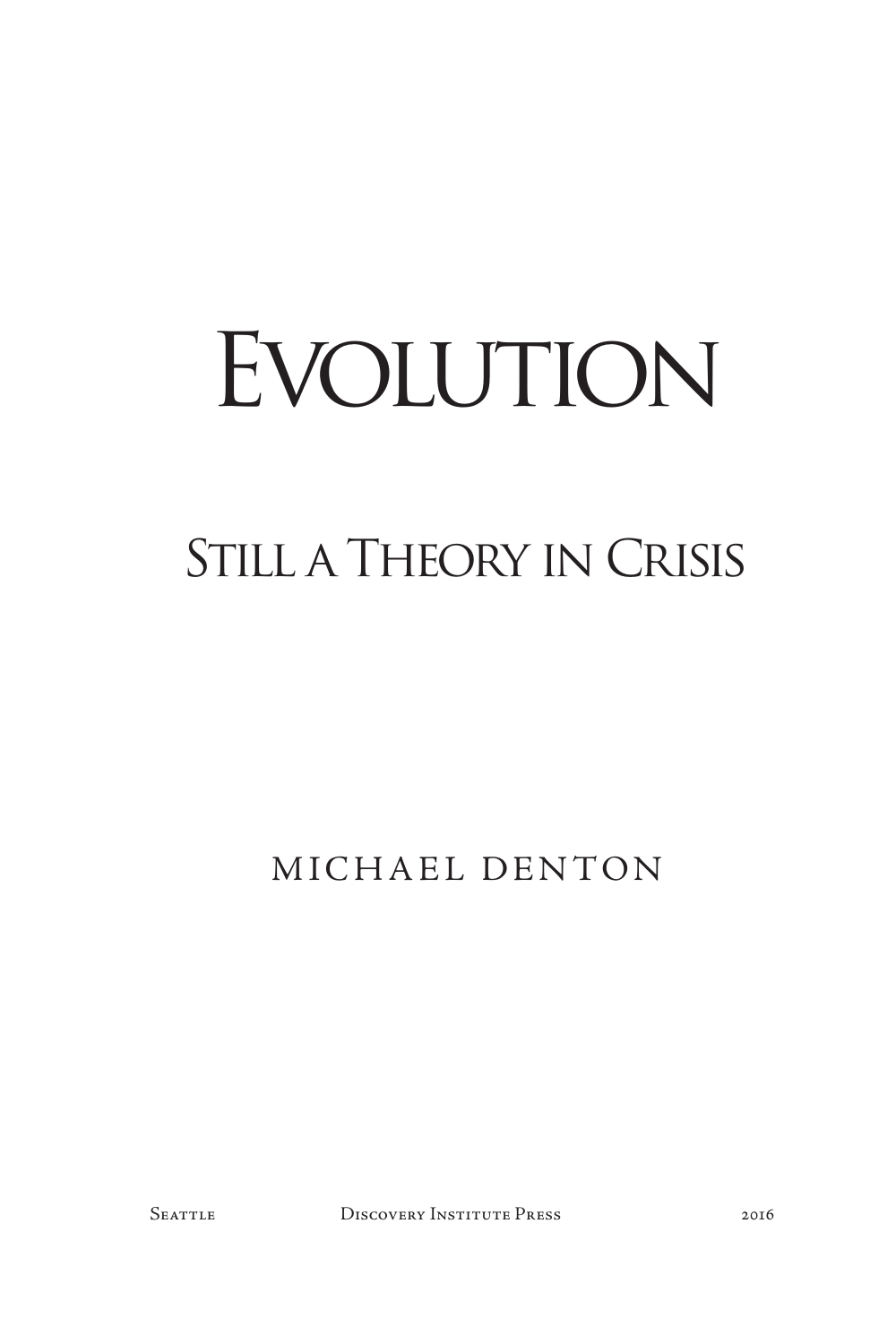# Evolution

## Still a Theory in Crisis

MICHAEL DENTON

Seattle Discovery Institute Press 2016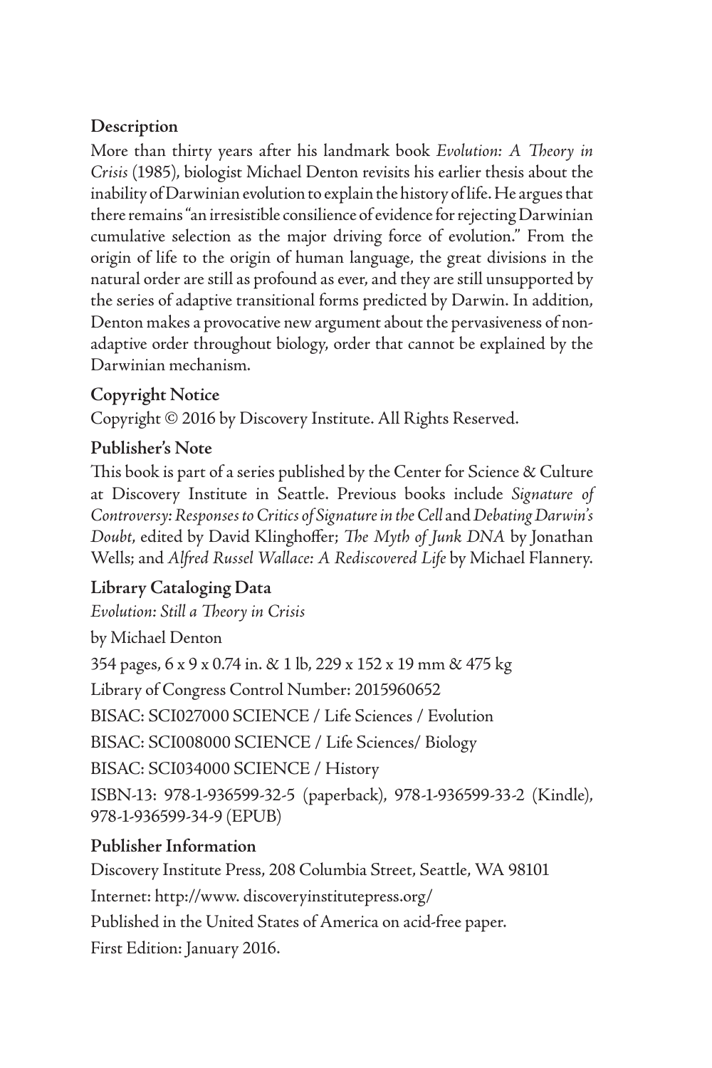**Description**

More than thirty years after his landmark book *Evolution: A Theory in Crisis* (1985), biologist Michael Denton revisits his earlier thesis about the inability of Darwinian evolution to explain the history of life. He argues that there remains "an irresistible consilience of evidence for rejecting Darwinian cumulative selection as the major driving force of evolution." From the origin of life to the origin of human language, the great divisions in the natural order are still as profound as ever, and they are still unsupported by the series of adaptive transitional forms predicted by Darwin. In addition, Denton makes a provocative new argument about the pervasiveness of non-adaptive order throughout biology, order that cannot be explained by the Darwinian mechanism.

**Copyright Notice**

Copyright © 2016 by Discovery Institute. All Rights Reserved.

**Publisher's Note**

This book is part of a series published by the Center for Science & Culture at Discovery Institute in Seattle. Previous books include *Signature of Controversy: Responses to Critics of Signature in the Cell* and *Debating Darwin's Doubt*, edited by David Klinghoffer; *The Myth of Junk DNA* by Jonathan Wells; and *Alfred Russel Wallace: A Rediscovered Life* by Michael Flannery.

**Library Cataloging Data**

*Evolution: Still a Theory in Crisis*

by Michael Denton

354 pages, 6 x 9 x 0.74 in. & 1 lb, 229 x 152 x 19 mm & 475 kg

Library of Congress Control Number: 2015960652

BISAC: SCI027000 SCIENCE / Life Sciences / Evolution

BISAC: SCI008000 SCIENCE / Life Sciences/ Biology

BISAC: SCI034000 SCIENCE / History

ISBN-13: 978-1-936599-32-5 (paperback), 978-1-936599-33-2 (Kindle), 978-1-936599-34-9 (EPUB)

**Publisher Information**

Discovery Institute Press, 208 Columbia Street, Seattle, WA 98101

Internet: http://www. discoveryinstitutepress.org/

Published in the United States of America on acid-free paper.

First Edition: January 2016.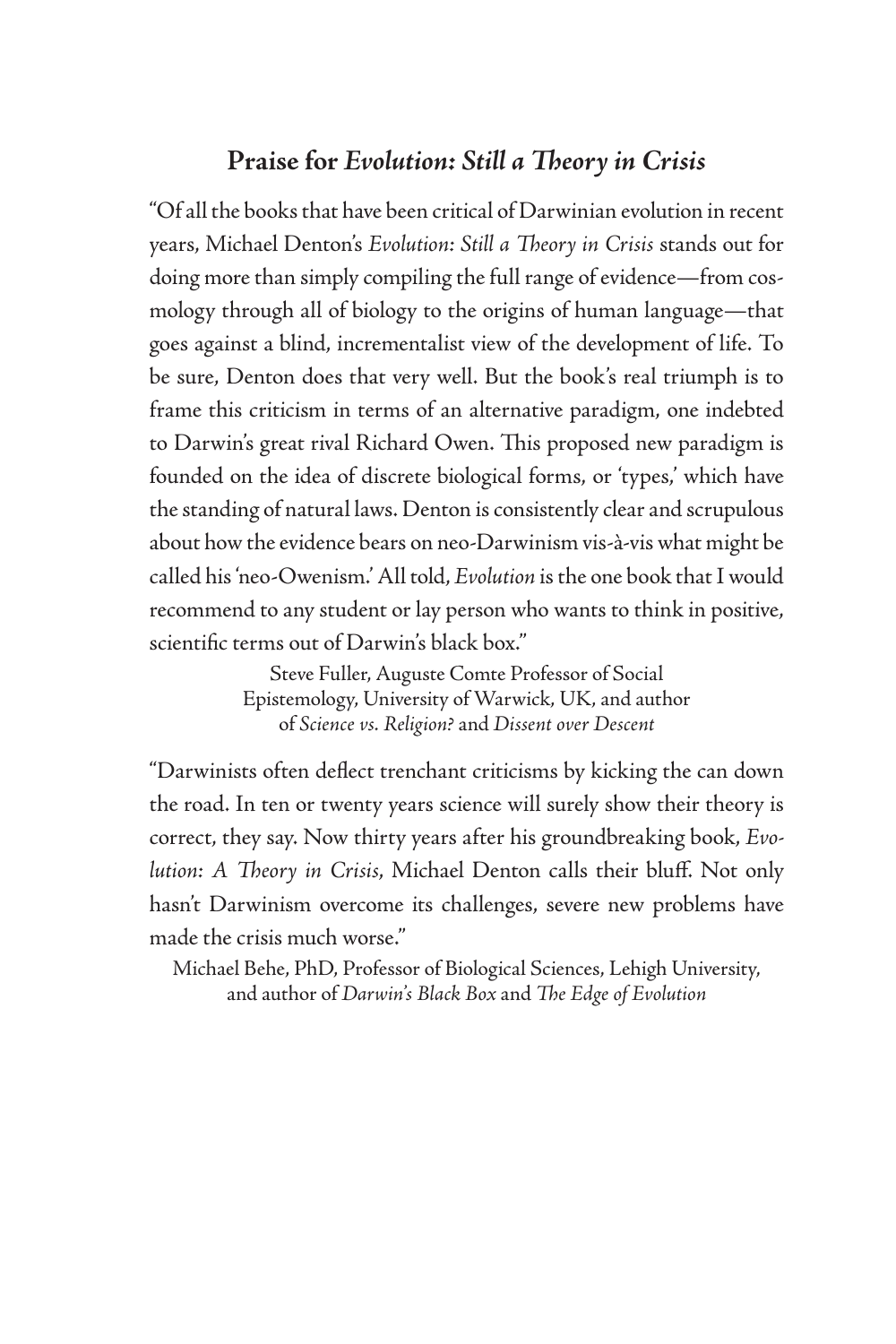## Praise for *Evolution: Still a Theory in Crisis*

"Of all the books that have been critical of Darwinian evolution in recent years, Michael Denton's *Evolution: Still a Theory in Crisis* stands out for doing more than simply compiling the full range of evidence—from cosmology through all of biology to the origins of human language—that goes against a blind, incrementalist view of the development of life. To be sure, Denton does that very well. But the book's real triumph is to frame this criticism in terms of an alternative paradigm, one indebted to Darwin's great rival Richard Owen. This proposed new paradigm is founded on the idea of discrete biological forms, or 'types,' which have the standing of natural laws. Denton is consistently clear and scrupulous about how the evidence bears on neo-Darwinism vis-à-vis what might be called his 'neo-Owenism.' All told, *Evolution* is the one book that I would recommend to any student or lay person who wants to think in positive, scientific terms out of Darwin's black box."

Steve Fuller, Auguste Comte Professor of Social Epistemology, University of Warwick, UK, and author of *Science vs. Religion?* and *Dissent over Descent*

"Darwinists often deflect trenchant criticisms by kicking the can down the road. In ten or twenty years science will surely show their theory is correct, they say. Now thirty years after his groundbreaking book, *Evolution: A Theory in Crisis*, Michael Denton calls their bluff. Not only hasn't Darwinism overcome its challenges, severe new problems have made the crisis much worse."

Michael Behe, PhD, Professor of Biological Sciences, Lehigh University, and author of *Darwin's Black Box* and *The Edge of Evolution*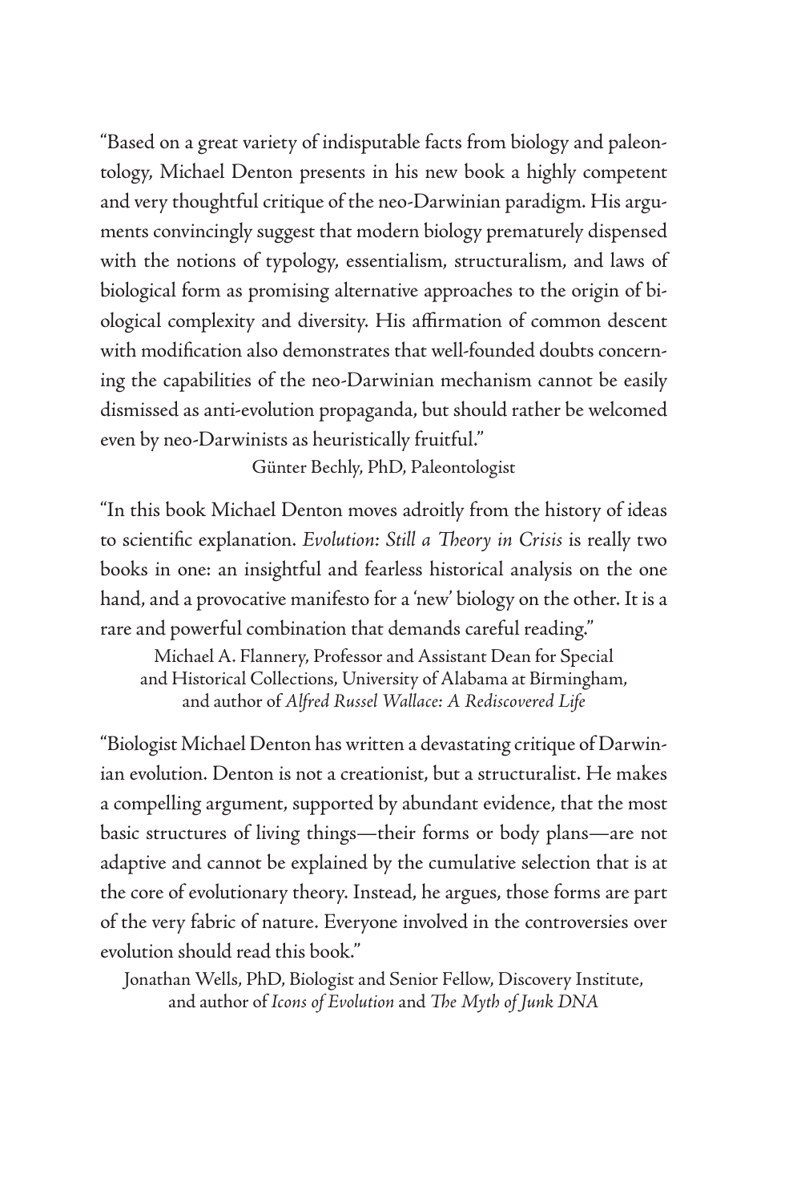"Based on a great variety of indisputable facts from biology and paleontology, Michael Denton presents in his new book a highly competent and very thoughtful critique of the neo-Darwinian paradigm. His arguments convincingly suggest that modern biology prematurely dispensed with the notions of typology, essentialism, structuralism, and laws of biological form as promising alternative approaches to the origin of biological complexity and diversity. His affirmation of common descent with modification also demonstrates that well-founded doubts concerning the capabilities of the neo-Darwinian mechanism cannot be easily dismissed as anti-evolution propaganda, but should rather be welcomed even by neo-Darwinists as heuristically fruitful."

Günter Bechly, PhD, Paleontologist

"In this book Michael Denton moves adroitly from the history of ideas to scientific explanation. *Evolution: Still a Theory in Crisis* is really two books in one: an insightful and fearless historical analysis on the one hand, and a provocative manifesto for a 'new' biology on the other. It is a rare and powerful combination that demands careful reading."

Michael A. Flannery, Professor and Assistant Dean for Special and Historical Collections, University of Alabama at Birmingham, and author of *Alfred Russel Wallace: A Rediscovered Life*

"Biologist Michael Denton has written a devastating critique of Darwinian evolution. Denton is not a creationist, but a structuralist. He makes a compelling argument, supported by abundant evidence, that the most basic structures of living things—their forms or body plans—are not adaptive and cannot be explained by the cumulative selection that is at the core of evolutionary theory. Instead, he argues, those forms are part of the very fabric of nature. Everyone involved in the controversies over evolution should read this book."

Jonathan Wells, PhD, Biologist and Senior Fellow, Discovery Institute, and author of *Icons of Evolution* and *The Myth of Junk DNA*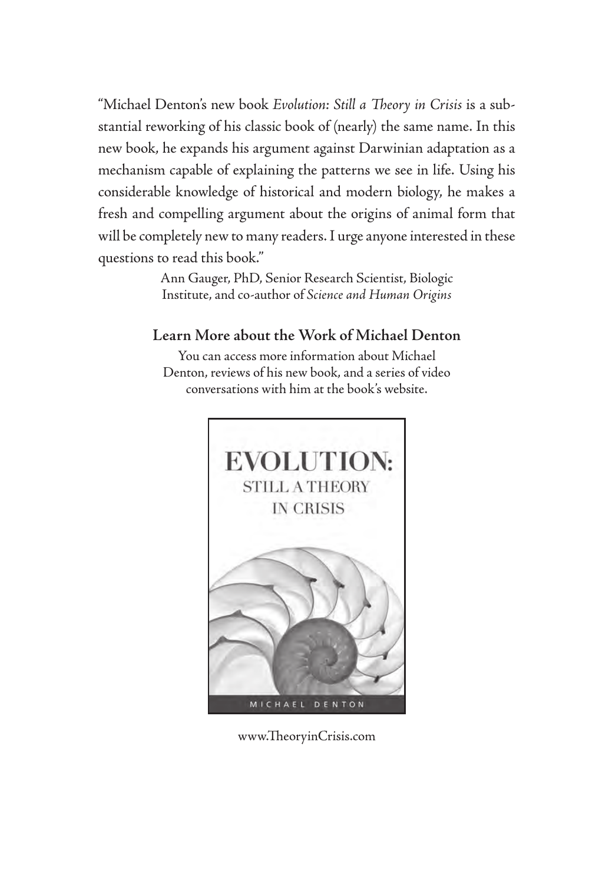"Michael Denton's new book *Evolution: Still a Theory in Crisis* is a substantial reworking of his classic book of (nearly) the same name. In this new book, he expands his argument against Darwinian adaptation as a mechanism capable of explaining the patterns we see in life. Using his considerable knowledge of historical and modern biology, he makes a fresh and compelling argument about the origins of animal form that will be completely new to many readers. I urge anyone interested in these questions to read this book."

Ann Gauger, PhD, Senior Research Scientist, Biologic Institute, and co-author of *Science and Human Origins*

**Learn More about the Work of Michael Denton**

You can access more information about Michael Denton, reviews of his new book, and a series of video conversations with him at the book's website.

EVOLUTION:
STILL A THEORY
IN CRISIS

MICHAEL DENTON

www.TheoryinCrisis.com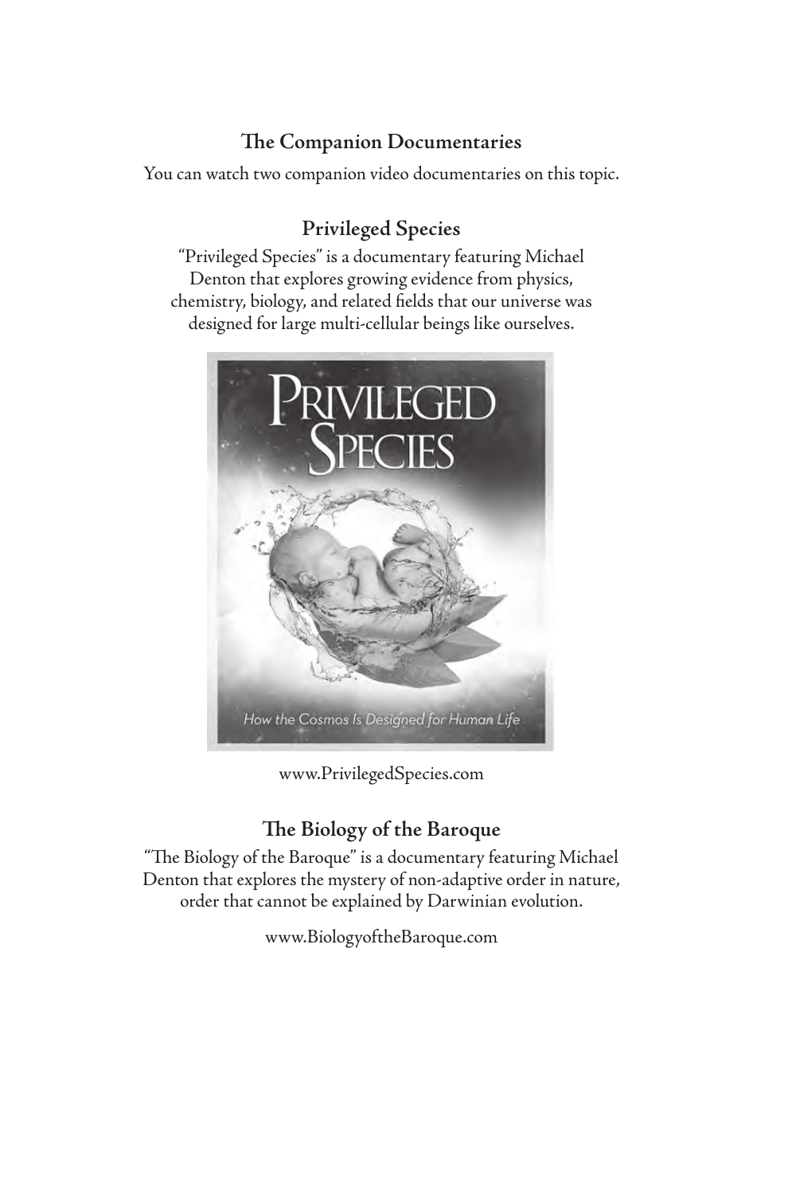## The Companion Documentaries

You can watch two companion video documentaries on this topic.

### Privileged Species

"Privileged Species" is a documentary featuring Michael Denton that explores growing evidence from physics, chemistry, biology, and related fields that our universe was designed for large multi-cellular beings like ourselves.

www.PrivilegedSpecies.com

### The Biology of the Baroque

"The Biology of the Baroque" is a documentary featuring Michael Denton that explores the mystery of non-adaptive order in nature, order that cannot be explained by Darwinian evolution.

www.BiologyoftheBaroque.com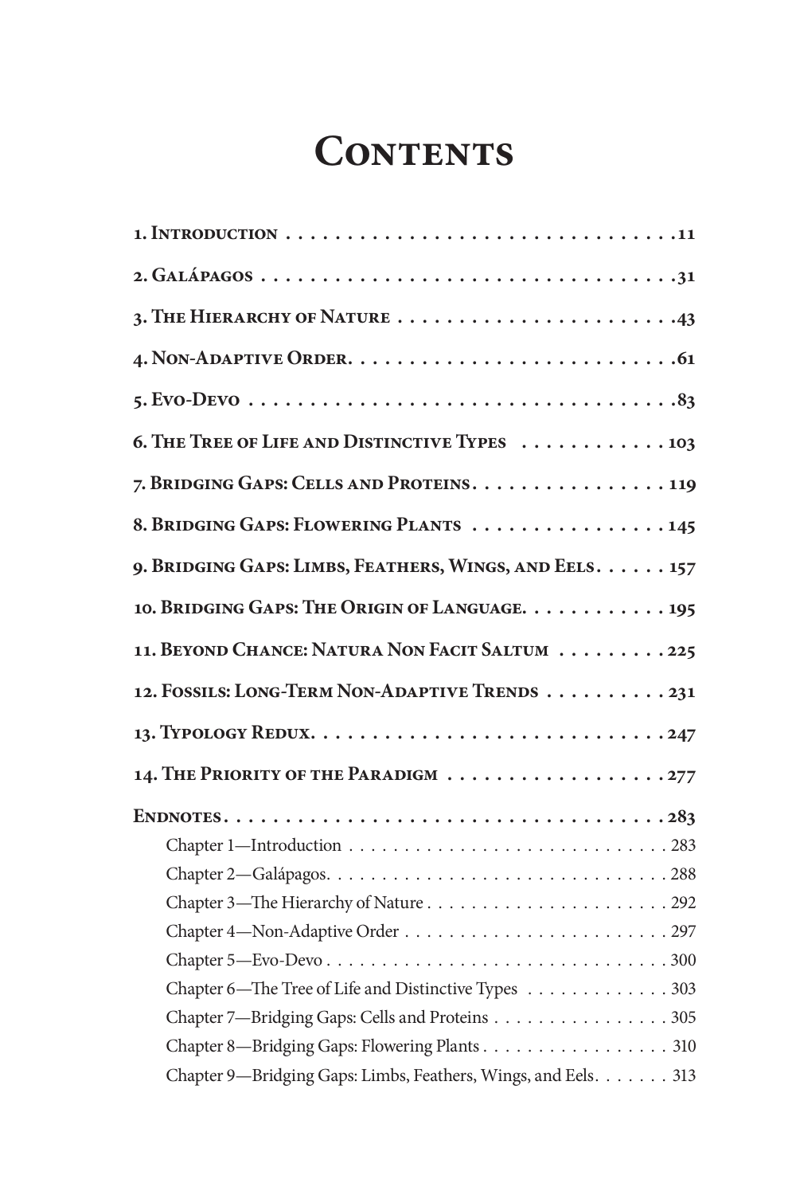# Contents

1. Introduction . . . . . . . . . . . . . . . . . . . . . . . . . . . . . . . . . 11

2. Galápagos . . . . . . . . . . . . . . . . . . . . . . . . . . . . . . . . . 31

3. The Hierarchy of Nature . . . . . . . . . . . . . . . . . . . . . . . 43

4. Non-Adaptive Order. . . . . . . . . . . . . . . . . . . . . . . . . . . 61

5. Evo-Devo . . . . . . . . . . . . . . . . . . . . . . . . . . . . . . . . . . 83

6. The Tree of Life and Distinctive Types . . . . . . . . . . . . 103

7. Bridging Gaps: Cells and Proteins. . . . . . . . . . . . . . . . 119

8. Bridging Gaps: Flowering Plants . . . . . . . . . . . . . . . . 145

9. Bridging Gaps: Limbs, Feathers, Wings, and Eels. . . . . . 157

10. Bridging Gaps: The Origin of Language. . . . . . . . . . . . 195

11. Beyond Chance: Natura Non Facit Saltum . . . . . . . . . 225

12. Fossils: Long-Term Non-Adaptive Trends . . . . . . . . . . 231

13. Typology Redux. . . . . . . . . . . . . . . . . . . . . . . . . . . . . 247

14. The Priority of the Paradigm . . . . . . . . . . . . . . . . . . 277

Endnotes. . . . . . . . . . . . . . . . . . . . . . . . . . . . . . . . . . . . . 283

- Chapter 1—Introduction . . . . . . . . . . . . . . . . . . . . . . . . . . . . 283
- Chapter 2—Galápagos. . . . . . . . . . . . . . . . . . . . . . . . . . . . . . 288
- Chapter 3—The Hierarchy of Nature . . . . . . . . . . . . . . . . . . . . . 292
- Chapter 4—Non-Adaptive Order . . . . . . . . . . . . . . . . . . . . . . . 297
- Chapter 5—Evo-Devo . . . . . . . . . . . . . . . . . . . . . . . . . . . . . 300
- Chapter 6—The Tree of Life and Distinctive Types . . . . . . . . . . . . 303
- Chapter 7—Bridging Gaps: Cells and Proteins . . . . . . . . . . . . . . . 305
- Chapter 8—Bridging Gaps: Flowering Plants . . . . . . . . . . . . . . . . 310
- Chapter 9—Bridging Gaps: Limbs, Feathers, Wings, and Eels. . . . . . . 313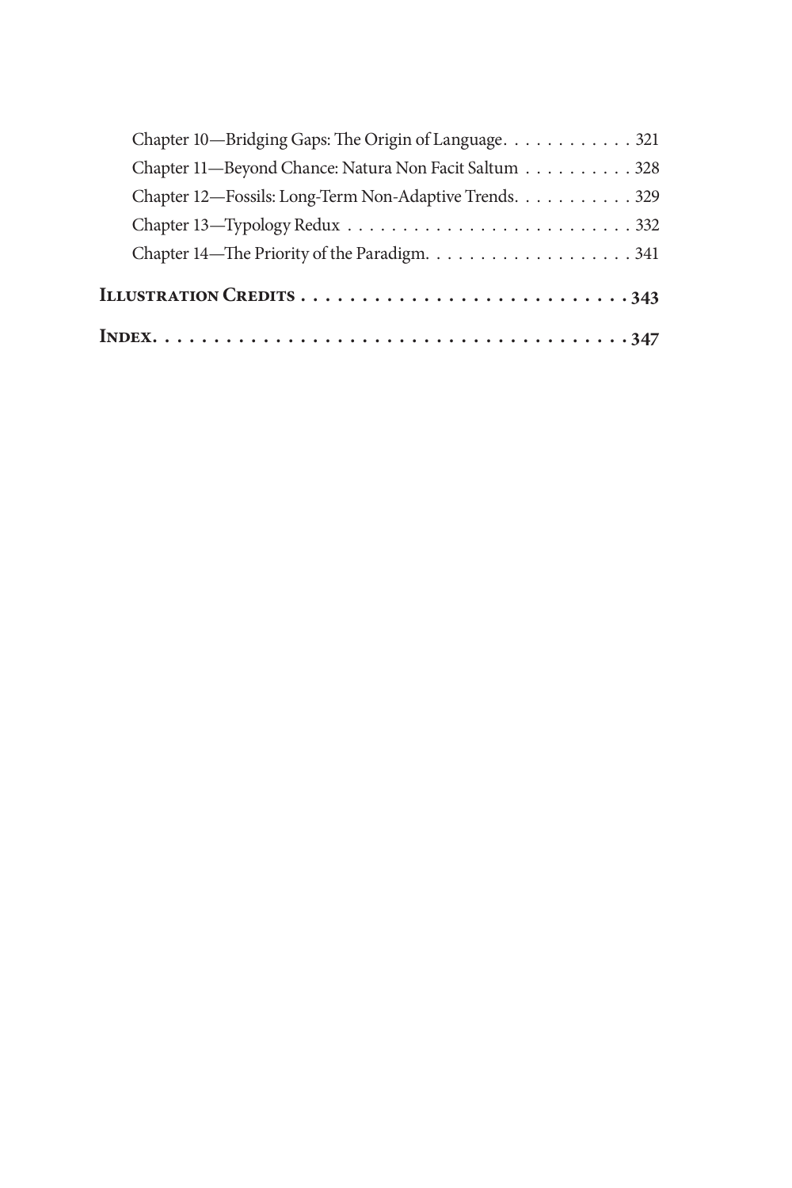Chapter 10—Bridging Gaps: The Origin of Language. . . . . . . . . . . . 321
Chapter 11—Beyond Chance: Natura Non Facit Saltum . . . . . . . . . . 328
Chapter 12—Fossils: Long-Term Non-Adaptive Trends. . . . . . . . . . . 329
Chapter 13—Typology Redux . . . . . . . . . . . . . . . . . . . . . . . . . . 332
Chapter 14—The Priority of the Paradigm. . . . . . . . . . . . . . . . . . . 341

**Illustration Credits . . . . . . . . . . . . . . . . . . . . . . . . . . . 343**

**Index. . . . . . . . . . . . . . . . . . . . . . . . . . . . . . . . . . . . . 347**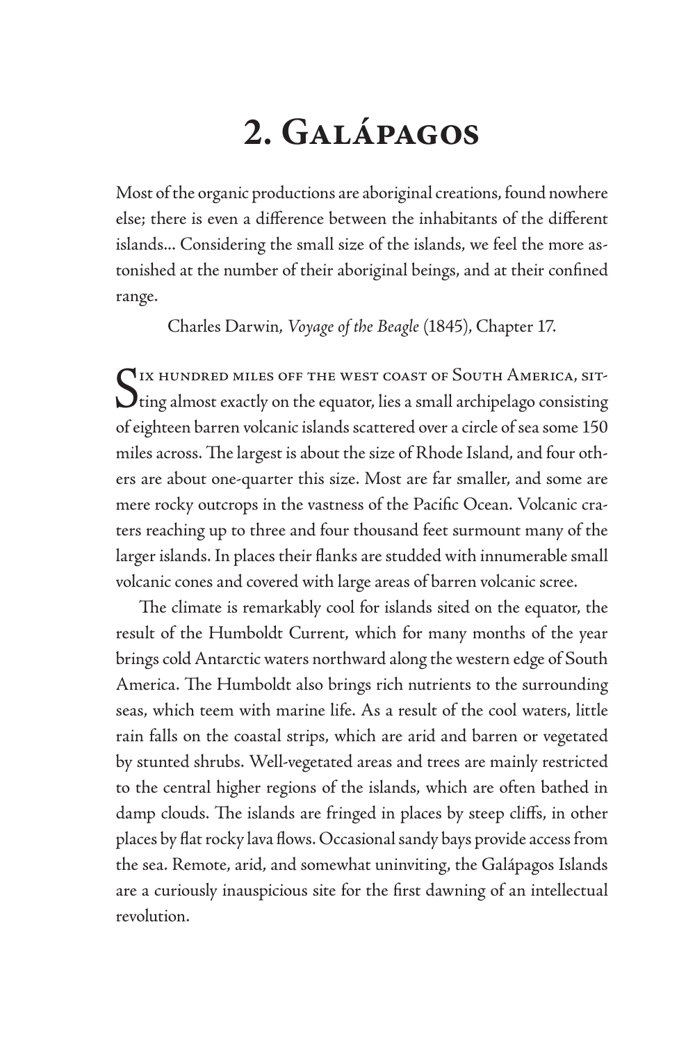# 2. Galápagos

Most of the organic productions are aboriginal creations, found nowhere else; there is even a difference between the inhabitants of the different islands... Considering the small size of the islands, we feel the more astonished at the number of their aboriginal beings, and at their confined range.

Charles Darwin, *Voyage of the Beagle* (1845), Chapter 17.

Six hundred miles off the west coast of South America, sitting almost exactly on the equator, lies a small archipelago consisting of eighteen barren volcanic islands scattered over a circle of sea some 150 miles across. The largest is about the size of Rhode Island, and four others are about one-quarter this size. Most are far smaller, and some are mere rocky outcrops in the vastness of the Pacific Ocean. Volcanic craters reaching up to three and four thousand feet surmount many of the larger islands. In places their flanks are studded with innumerable small volcanic cones and covered with large areas of barren volcanic scree.

The climate is remarkably cool for islands sited on the equator, the result of the Humboldt Current, which for many months of the year brings cold Antarctic waters northward along the western edge of South America. The Humboldt also brings rich nutrients to the surrounding seas, which teem with marine life. As a result of the cool waters, little rain falls on the coastal strips, which are arid and barren or vegetated by stunted shrubs. Well-vegetated areas and trees are mainly restricted to the central higher regions of the islands, which are often bathed in damp clouds. The islands are fringed in places by steep cliffs, in other places by flat rocky lava flows. Occasional sandy bays provide access from the sea. Remote, arid, and somewhat uninviting, the Galápagos Islands are a curiously inauspicious site for the first dawning of an intellectual revolution.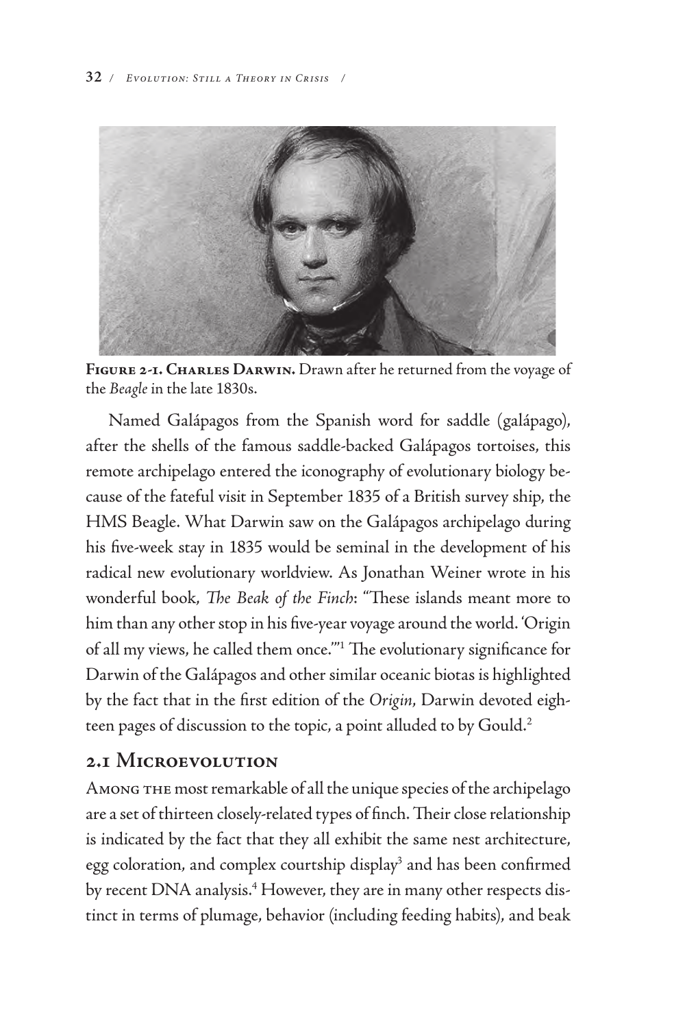**Figure 2-1. Charles Darwin.** Drawn after he returned from the voyage of the *Beagle* in the late 1830s.

Named Galápagos from the Spanish word for saddle (galápago), after the shells of the famous saddle-backed Galápagos tortoises, this remote archipelago entered the iconography of evolutionary biology because of the fateful visit in September 1835 of a British survey ship, the HMS Beagle. What Darwin saw on the Galápagos archipelago during his five-week stay in 1835 would be seminal in the development of his radical new evolutionary worldview. As Jonathan Weiner wrote in his wonderful book, *The Beak of the Finch*: "These islands meant more to him than any other stop in his five-year voyage around the world. 'Origin of all my views, he called them once.'"[1] The evolutionary significance for Darwin of the Galápagos and other similar oceanic biotas is highlighted by the fact that in the first edition of the *Origin*, Darwin devoted eighteen pages of discussion to the topic, a point alluded to by Gould.[2]

## 2.1 Microevolution

Among the most remarkable of all the unique species of the archipelago are a set of thirteen closely-related types of finch. Their close relationship is indicated by the fact that they all exhibit the same nest architecture, egg coloration, and complex courtship display[3] and has been confirmed by recent DNA analysis.[4] However, they are in many other respects distinct in terms of plumage, behavior (including feeding habits), and beak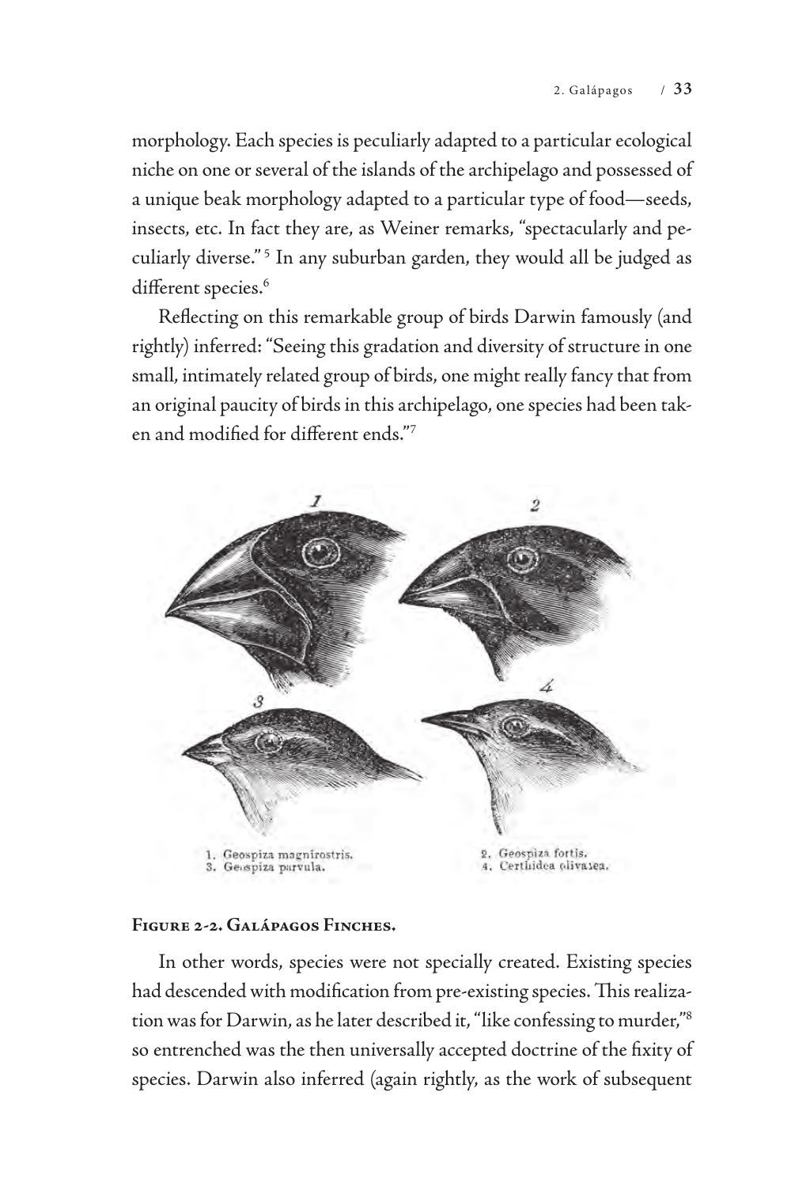morphology. Each species is peculiarly adapted to a particular ecological niche on one or several of the islands of the archipelago and possessed of a unique beak morphology adapted to a particular type of food—seeds, insects, etc. In fact they are, as Weiner remarks, "spectacularly and peculiarly diverse."[5] In any suburban garden, they would all be judged as different species.[6]

Reflecting on this remarkable group of birds Darwin famously (and rightly) inferred: "Seeing this gradation and diversity of structure in one small, intimately related group of birds, one might really fancy that from an original paucity of birds in this archipelago, one species had been taken and modified for different ends."[7]

1. Geospiza magnirostris.
2. Geospiza fortis.
3. Geospiza parvula.
4. Certhidea olivasea.

**Figure 2-2. Galápagos Finches.**

In other words, species were not specially created. Existing species had descended with modification from pre-existing species. This realization was for Darwin, as he later described it, "like confessing to murder,"[8] so entrenched was the then universally accepted doctrine of the fixity of species. Darwin also inferred (again rightly, as the work of subsequent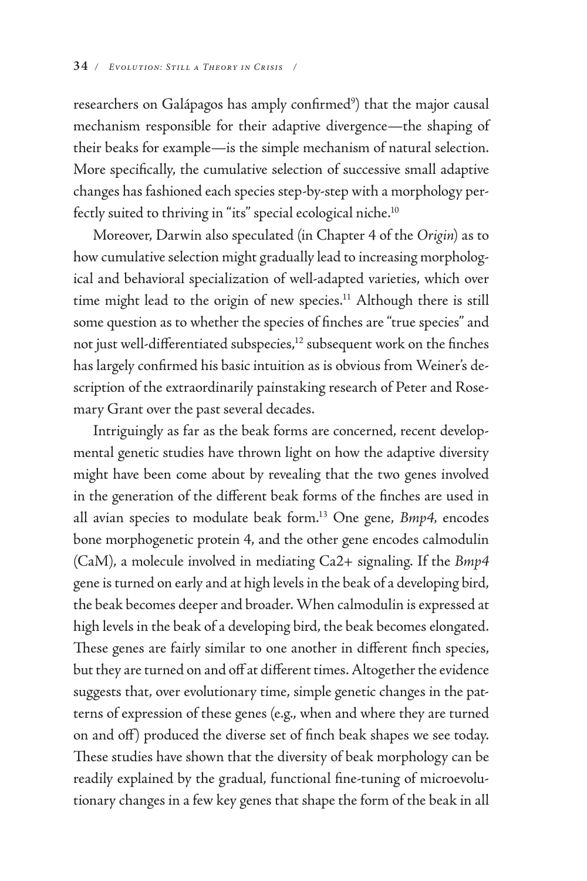researchers on Galápagos has amply confirmed[9]) that the major causal mechanism responsible for their adaptive divergence—the shaping of their beaks for example—is the simple mechanism of natural selection. More specifically, the cumulative selection of successive small adaptive changes has fashioned each species step-by-step with a morphology perfectly suited to thriving in "its" special ecological niche.[10]

Moreover, Darwin also speculated (in Chapter 4 of the *Origin*) as to how cumulative selection might gradually lead to increasing morphological and behavioral specialization of well-adapted varieties, which over time might lead to the origin of new species.[11] Although there is still some question as to whether the species of finches are "true species" and not just well-differentiated subspecies,[12] subsequent work on the finches has largely confirmed his basic intuition as is obvious from Weiner's description of the extraordinarily painstaking research of Peter and Rosemary Grant over the past several decades.

Intriguingly as far as the beak forms are concerned, recent developmental genetic studies have thrown light on how the adaptive diversity might have been come about by revealing that the two genes involved in the generation of the different beak forms of the finches are used in all avian species to modulate beak form.[13] One gene, *Bmp4,* encodes bone morphogenetic protein 4, and the other gene encodes calmodulin (CaM), a molecule involved in mediating Ca2+ signaling. If the *Bmp4* gene is turned on early and at high levels in the beak of a developing bird, the beak becomes deeper and broader. When calmodulin is expressed at high levels in the beak of a developing bird, the beak becomes elongated. These genes are fairly similar to one another in different finch species, but they are turned on and off at different times. Altogether the evidence suggests that, over evolutionary time, simple genetic changes in the patterns of expression of these genes (e.g., when and where they are turned on and off) produced the diverse set of finch beak shapes we see today. These studies have shown that the diversity of beak morphology can be readily explained by the gradual, functional fine-tuning of microevolutionary changes in a few key genes that shape the form of the beak in all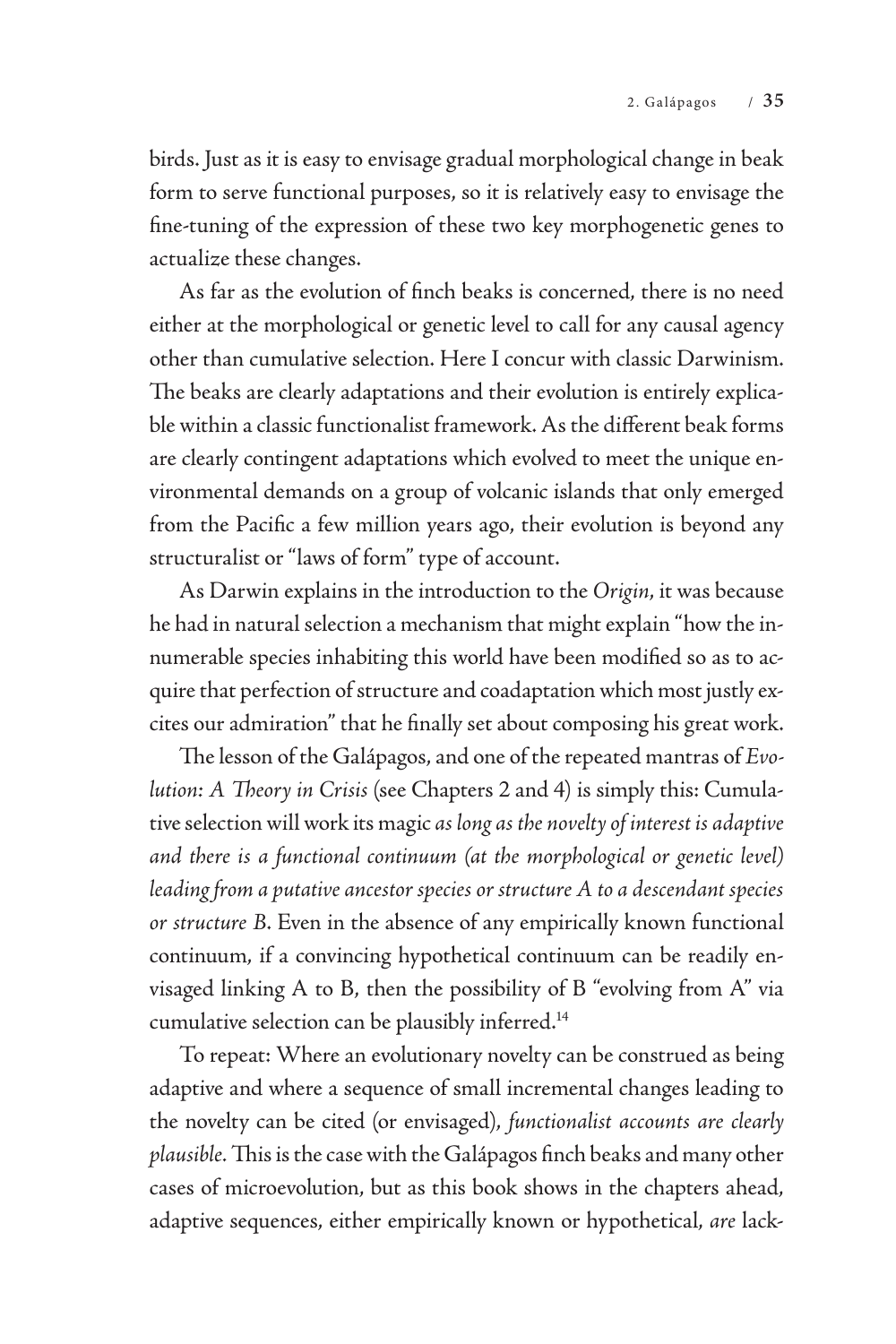birds. Just as it is easy to envisage gradual morphological change in beak form to serve functional purposes, so it is relatively easy to envisage the fine-tuning of the expression of these two key morphogenetic genes to actualize these changes.

As far as the evolution of finch beaks is concerned, there is no need either at the morphological or genetic level to call for any causal agency other than cumulative selection. Here I concur with classic Darwinism. The beaks are clearly adaptations and their evolution is entirely explicable within a classic functionalist framework. As the different beak forms are clearly contingent adaptations which evolved to meet the unique environmental demands on a group of volcanic islands that only emerged from the Pacific a few million years ago, their evolution is beyond any structuralist or "laws of form" type of account.

As Darwin explains in the introduction to the *Origin*, it was because he had in natural selection a mechanism that might explain "how the innumerable species inhabiting this world have been modified so as to acquire that perfection of structure and coadaptation which most justly excites our admiration" that he finally set about composing his great work.

The lesson of the Galápagos, and one of the repeated mantras of *Evolution: A Theory in Crisis* (see Chapters 2 and 4) is simply this: Cumulative selection will work its magic *as long as the novelty of interest is adaptive and there is a functional continuum (at the morphological or genetic level) leading from a putative ancestor species or structure A to a descendant species or structure B*. Even in the absence of any empirically known functional continuum, if a convincing hypothetical continuum can be readily envisaged linking A to B, then the possibility of B "evolving from A" via cumulative selection can be plausibly inferred.[14]

To repeat: Where an evolutionary novelty can be construed as being adaptive and where a sequence of small incremental changes leading to the novelty can be cited (or envisaged), *functionalist accounts are clearly plausible*. This is the case with the Galápagos finch beaks and many other cases of microevolution, but as this book shows in the chapters ahead, adaptive sequences, either empirically known or hypothetical, *are* lack-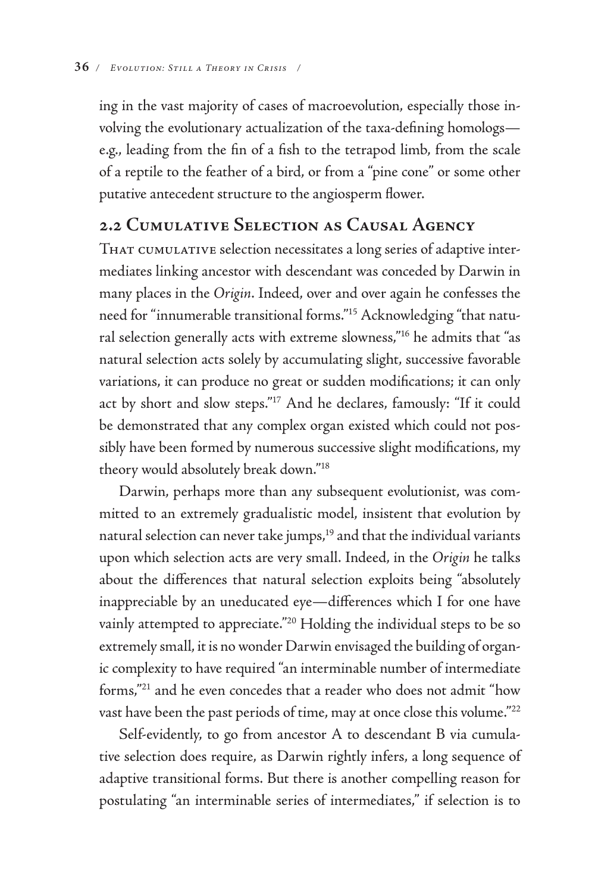ing in the vast majority of cases of macroevolution, especially those involving the evolutionary actualization of the taxa-defining homologs—e.g., leading from the fin of a fish to the tetrapod limb, from the scale of a reptile to the feather of a bird, or from a "pine cone" or some other putative antecedent structure to the angiosperm flower.

## 2.2 Cumulative Selection as Causal Agency

That cumulative selection necessitates a long series of adaptive intermediates linking ancestor with descendant was conceded by Darwin in many places in the *Origin*. Indeed, over and over again he confesses the need for "innumerable transitional forms."[15] Acknowledging "that natural selection generally acts with extreme slowness,"[16] he admits that "as natural selection acts solely by accumulating slight, successive favorable variations, it can produce no great or sudden modifications; it can only act by short and slow steps."[17] And he declares, famously: "If it could be demonstrated that any complex organ existed which could not possibly have been formed by numerous successive slight modifications, my theory would absolutely break down."[18]

Darwin, perhaps more than any subsequent evolutionist, was committed to an extremely gradualistic model, insistent that evolution by natural selection can never take jumps,[19] and that the individual variants upon which selection acts are very small. Indeed, in the *Origin* he talks about the differences that natural selection exploits being "absolutely inappreciable by an uneducated eye—differences which I for one have vainly attempted to appreciate."[20] Holding the individual steps to be so extremely small, it is no wonder Darwin envisaged the building of organic complexity to have required "an interminable number of intermediate forms,"[21] and he even concedes that a reader who does not admit "how vast have been the past periods of time, may at once close this volume."[22]

Self-evidently, to go from ancestor A to descendant B via cumulative selection does require, as Darwin rightly infers, a long sequence of adaptive transitional forms. But there is another compelling reason for postulating "an interminable series of intermediates," if selection is to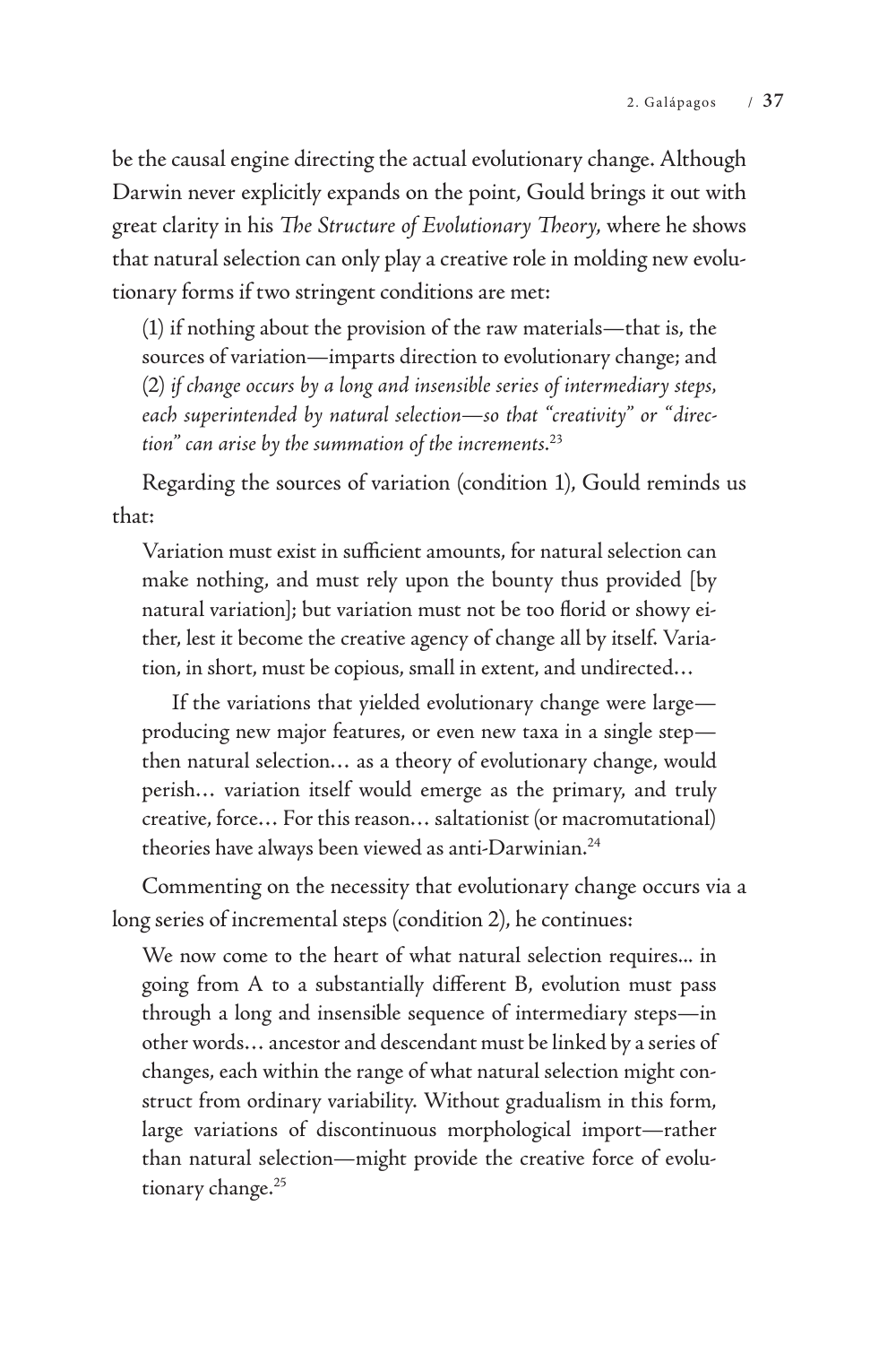be the causal engine directing the actual evolutionary change. Although Darwin never explicitly expands on the point, Gould brings it out with great clarity in his *The Structure of Evolutionary Theory*, where he shows that natural selection can only play a creative role in molding new evolutionary forms if two stringent conditions are met:

> (1) if nothing about the provision of the raw materials—that is, the sources of variation—imparts direction to evolutionary change; and (2) *if change occurs by a long and insensible series of intermediary steps, each superintended by natural selection—so that "creativity" or "direction" can arise by the summation of the increments*.[23]

Regarding the sources of variation (condition 1), Gould reminds us that:

> Variation must exist in sufficient amounts, for natural selection can make nothing, and must rely upon the bounty thus provided [by natural variation]; but variation must not be too florid or showy either, lest it become the creative agency of change all by itself. Variation, in short, must be copious, small in extent, and undirected…
>
> If the variations that yielded evolutionary change were large—producing new major features, or even new taxa in a single step—then natural selection… as a theory of evolutionary change, would perish… variation itself would emerge as the primary, and truly creative, force… For this reason… saltationist (or macromutational) theories have always been viewed as anti-Darwinian.[24]

Commenting on the necessity that evolutionary change occurs via a long series of incremental steps (condition 2), he continues:

> We now come to the heart of what natural selection requires... in going from A to a substantially different B, evolution must pass through a long and insensible sequence of intermediary steps—in other words… ancestor and descendant must be linked by a series of changes, each within the range of what natural selection might construct from ordinary variability. Without gradualism in this form, large variations of discontinuous morphological import—rather than natural selection—might provide the creative force of evolutionary change.[25]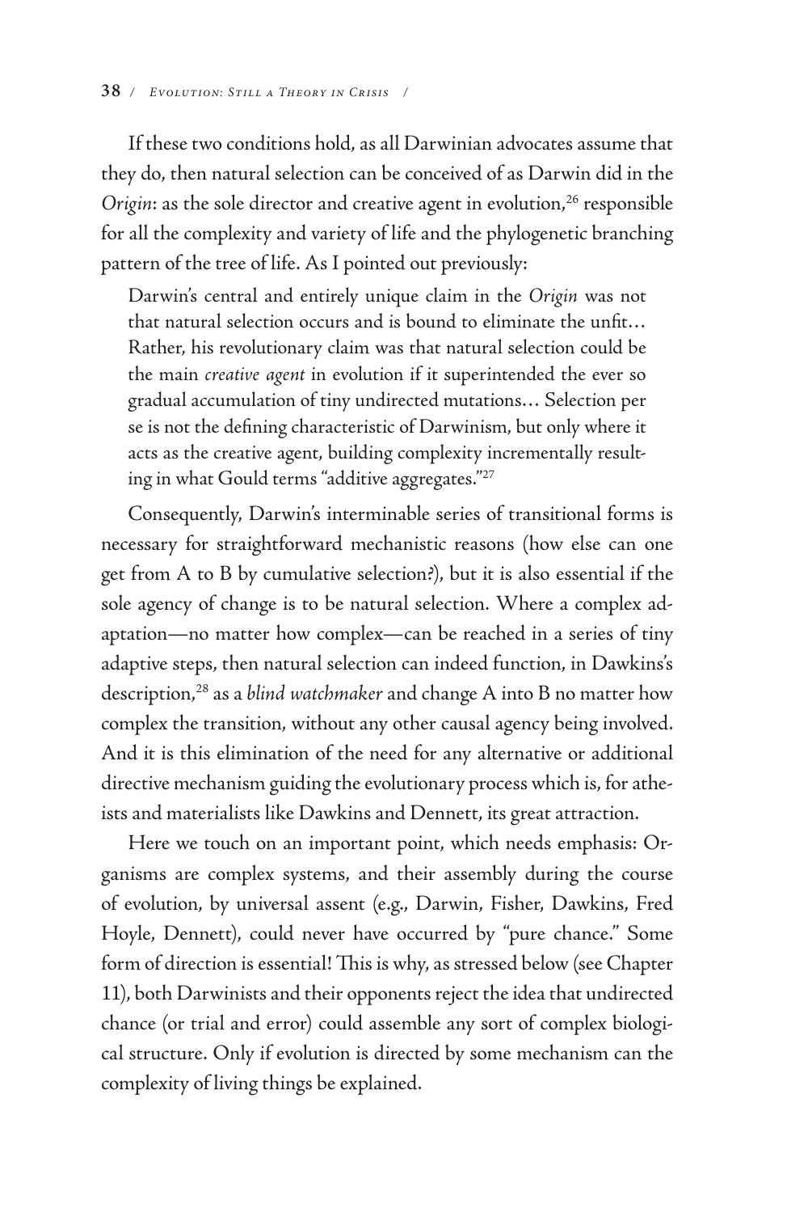If these two conditions hold, as all Darwinian advocates assume that they do, then natural selection can be conceived of as Darwin did in the *Origin*: as the sole director and creative agent in evolution,[26] responsible for all the complexity and variety of life and the phylogenetic branching pattern of the tree of life. As I pointed out previously:

> Darwin's central and entirely unique claim in the *Origin* was not that natural selection occurs and is bound to eliminate the unfit… Rather, his revolutionary claim was that natural selection could be the main *creative agent* in evolution if it superintended the ever so gradual accumulation of tiny undirected mutations… Selection per se is not the defining characteristic of Darwinism, but only where it acts as the creative agent, building complexity incrementally resulting in what Gould terms "additive aggregates."[27]

Consequently, Darwin's interminable series of transitional forms is necessary for straightforward mechanistic reasons (how else can one get from A to B by cumulative selection?), but it is also essential if the sole agency of change is to be natural selection. Where a complex adaptation—no matter how complex—can be reached in a series of tiny adaptive steps, then natural selection can indeed function, in Dawkins's description,[28] as a *blind watchmaker* and change A into B no matter how complex the transition, without any other causal agency being involved. And it is this elimination of the need for any alternative or additional directive mechanism guiding the evolutionary process which is, for atheists and materialists like Dawkins and Dennett, its great attraction.

Here we touch on an important point, which needs emphasis: Organisms are complex systems, and their assembly during the course of evolution, by universal assent (e.g., Darwin, Fisher, Dawkins, Fred Hoyle, Dennett), could never have occurred by "pure chance." Some form of direction is essential! This is why, as stressed below (see Chapter 11), both Darwinists and their opponents reject the idea that undirected chance (or trial and error) could assemble any sort of complex biological structure. Only if evolution is directed by some mechanism can the complexity of living things be explained.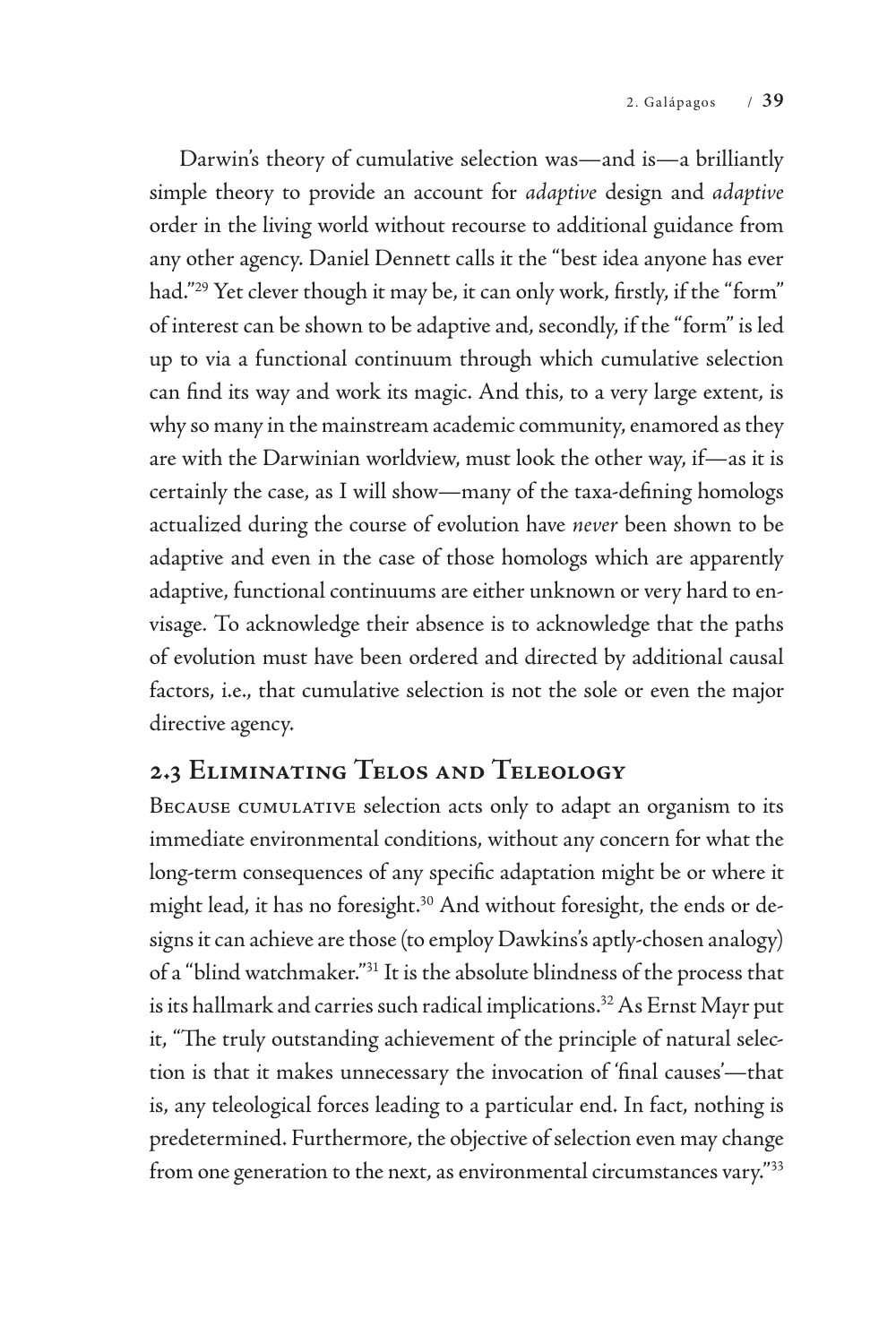Darwin's theory of cumulative selection was—and is—a brilliantly simple theory to provide an account for *adaptive* design and *adaptive* order in the living world without recourse to additional guidance from any other agency. Daniel Dennett calls it the "best idea anyone has ever had."[29] Yet clever though it may be, it can only work, firstly, if the "form" of interest can be shown to be adaptive and, secondly, if the "form" is led up to via a functional continuum through which cumulative selection can find its way and work its magic. And this, to a very large extent, is why so many in the mainstream academic community, enamored as they are with the Darwinian worldview, must look the other way, if—as it is certainly the case, as I will show—many of the taxa-defining homologs actualized during the course of evolution have *never* been shown to be adaptive and even in the case of those homologs which are apparently adaptive, functional continuums are either unknown or very hard to envisage. To acknowledge their absence is to acknowledge that the paths of evolution must have been ordered and directed by additional causal factors, i.e., that cumulative selection is not the sole or even the major directive agency.

## 2.3 Eliminating Telos and Teleology

Because cumulative selection acts only to adapt an organism to its immediate environmental conditions, without any concern for what the long-term consequences of any specific adaptation might be or where it might lead, it has no foresight.[30] And without foresight, the ends or designs it can achieve are those (to employ Dawkins's aptly-chosen analogy) of a "blind watchmaker."[31] It is the absolute blindness of the process that is its hallmark and carries such radical implications.[32] As Ernst Mayr put it, "The truly outstanding achievement of the principle of natural selection is that it makes unnecessary the invocation of 'final causes'—that is, any teleological forces leading to a particular end. In fact, nothing is predetermined. Furthermore, the objective of selection even may change from one generation to the next, as environmental circumstances vary."[33]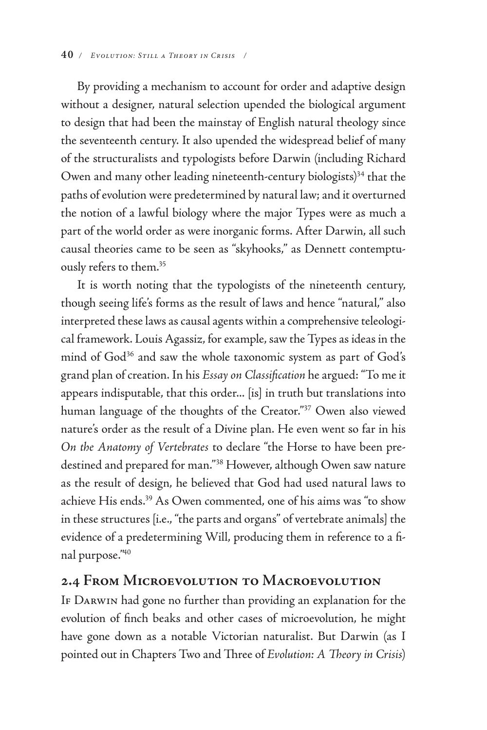By providing a mechanism to account for order and adaptive design without a designer, natural selection upended the biological argument to design that had been the mainstay of English natural theology since the seventeenth century. It also upended the widespread belief of many of the structuralists and typologists before Darwin (including Richard Owen and many other leading nineteenth-century biologists)[34] that the paths of evolution were predetermined by natural law; and it overturned the notion of a lawful biology where the major Types were as much a part of the world order as were inorganic forms. After Darwin, all such causal theories came to be seen as "skyhooks," as Dennett contemptuously refers to them.[35]

It is worth noting that the typologists of the nineteenth century, though seeing life's forms as the result of laws and hence "natural," also interpreted these laws as causal agents within a comprehensive teleological framework. Louis Agassiz, for example, saw the Types as ideas in the mind of God[36] and saw the whole taxonomic system as part of God's grand plan of creation. In his *Essay on Classification* he argued: "To me it appears indisputable, that this order... [is] in truth but translations into human language of the thoughts of the Creator."[37] Owen also viewed nature's order as the result of a Divine plan. He even went so far in his *On the Anatomy of Vertebrates* to declare "the Horse to have been predestined and prepared for man."[38] However, although Owen saw nature as the result of design, he believed that God had used natural laws to achieve His ends.[39] As Owen commented, one of his aims was "to show in these structures [i.e., "the parts and organs" of vertebrate animals] the evidence of a predetermining Will, producing them in reference to a final purpose."[40]

## 2.4 From Microevolution to Macroevolution

If Darwin had gone no further than providing an explanation for the evolution of finch beaks and other cases of microevolution, he might have gone down as a notable Victorian naturalist. But Darwin (as I pointed out in Chapters Two and Three of *Evolution: A Theory in Crisis*)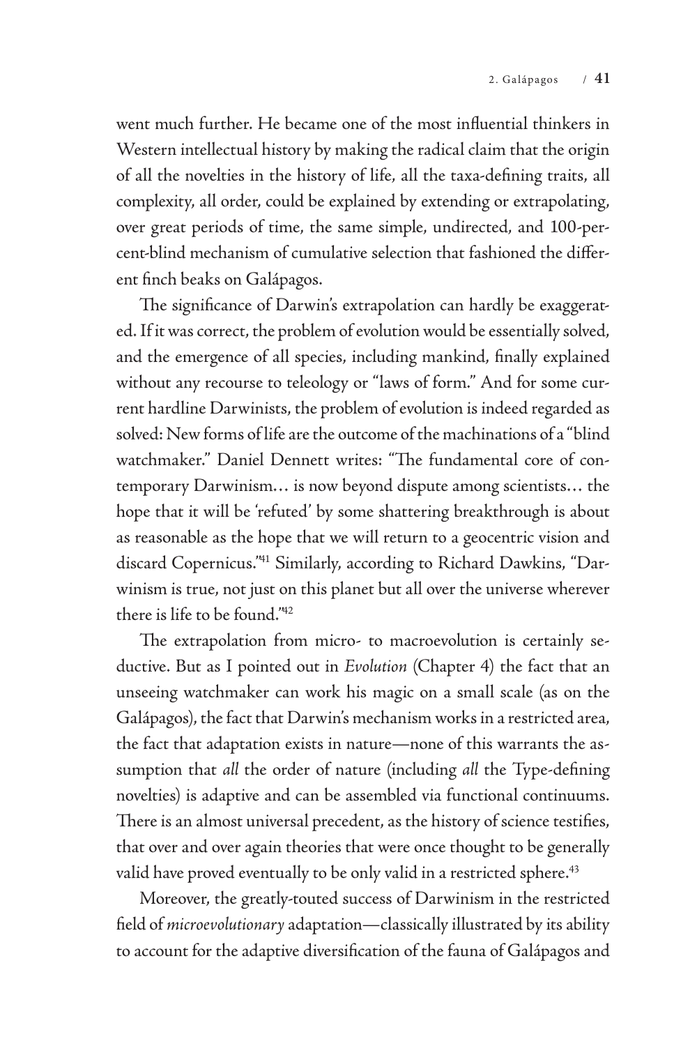went much further. He became one of the most influential thinkers in Western intellectual history by making the radical claim that the origin of all the novelties in the history of life, all the taxa-defining traits, all complexity, all order, could be explained by extending or extrapolating, over great periods of time, the same simple, undirected, and 100-percent-blind mechanism of cumulative selection that fashioned the different finch beaks on Galápagos.

The significance of Darwin's extrapolation can hardly be exaggerated. If it was correct, the problem of evolution would be essentially solved, and the emergence of all species, including mankind, finally explained without any recourse to teleology or "laws of form." And for some current hardline Darwinists, the problem of evolution is indeed regarded as solved: New forms of life are the outcome of the machinations of a "blind watchmaker." Daniel Dennett writes: "The fundamental core of contemporary Darwinism… is now beyond dispute among scientists… the hope that it will be 'refuted' by some shattering breakthrough is about as reasonable as the hope that we will return to a geocentric vision and discard Copernicus."[41] Similarly, according to Richard Dawkins, "Darwinism is true, not just on this planet but all over the universe wherever there is life to be found."[42]

The extrapolation from micro- to macroevolution is certainly seductive. But as I pointed out in *Evolution* (Chapter 4) the fact that an unseeing watchmaker can work his magic on a small scale (as on the Galápagos), the fact that Darwin's mechanism works in a restricted area, the fact that adaptation exists in nature—none of this warrants the assumption that *all* the order of nature (including *all* the Type-defining novelties) is adaptive and can be assembled via functional continuums. There is an almost universal precedent, as the history of science testifies, that over and over again theories that were once thought to be generally valid have proved eventually to be only valid in a restricted sphere.[43]

Moreover, the greatly-touted success of Darwinism in the restricted field of *microevolutionary* adaptation—classically illustrated by its ability to account for the adaptive diversification of the fauna of Galápagos and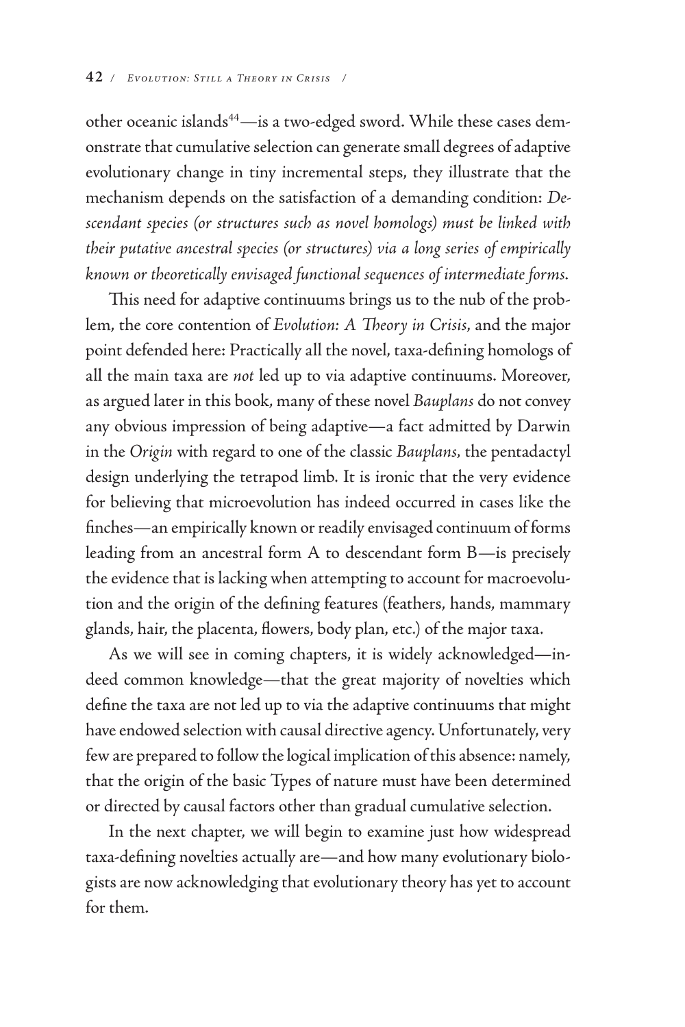other oceanic islands[44]—is a two-edged sword. While these cases demonstrate that cumulative selection can generate small degrees of adaptive evolutionary change in tiny incremental steps, they illustrate that the mechanism depends on the satisfaction of a demanding condition: *Descendant species (or structures such as novel homologs) must be linked with their putative ancestral species (or structures) via a long series of empirically known or theoretically envisaged functional sequences of intermediate forms.*

This need for adaptive continuums brings us to the nub of the problem, the core contention of *Evolution: A Theory in Crisis*, and the major point defended here: Practically all the novel, taxa-defining homologs of all the main taxa are *not* led up to via adaptive continuums. Moreover, as argued later in this book, many of these novel *Bauplans* do not convey any obvious impression of being adaptive—a fact admitted by Darwin in the *Origin* with regard to one of the classic *Bauplans*, the pentadactyl design underlying the tetrapod limb. It is ironic that the very evidence for believing that microevolution has indeed occurred in cases like the finches—an empirically known or readily envisaged continuum of forms leading from an ancestral form A to descendant form B—is precisely the evidence that is lacking when attempting to account for macroevolution and the origin of the defining features (feathers, hands, mammary glands, hair, the placenta, flowers, body plan, etc.) of the major taxa.

As we will see in coming chapters, it is widely acknowledged—indeed common knowledge—that the great majority of novelties which define the taxa are not led up to via the adaptive continuums that might have endowed selection with causal directive agency. Unfortunately, very few are prepared to follow the logical implication of this absence: namely, that the origin of the basic Types of nature must have been determined or directed by causal factors other than gradual cumulative selection.

In the next chapter, we will begin to examine just how widespread taxa-defining novelties actually are—and how many evolutionary biologists are now acknowledging that evolutionary theory has yet to account for them.